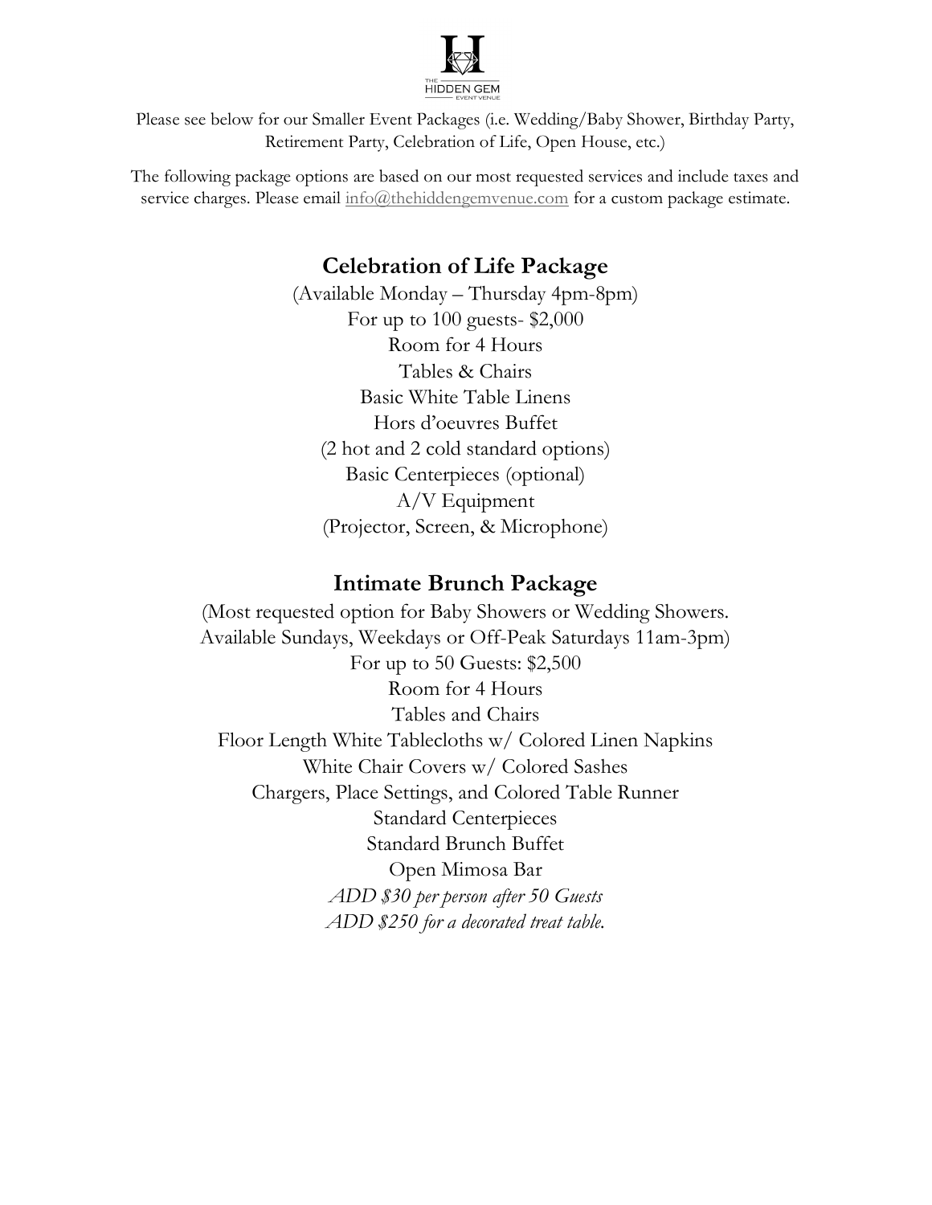Please see below for our Smaller Event Packages (i.e. Wedding/Baby Shower, Birthday Party, Retirement Party, Celebration of Life, Open House, etc.)

The following package options are based on our most requested services and include taxes and service charges. Please email info@thehiddengemvenue.com for a custom package estimate.

## Celebration of Life Package

(Available Monday – Thursday 4pm-8pm)
For up to 100 guests- $2,000
Room for 4 Hours
Tables & Chairs
Basic White Table Linens
Hors d'oeuvres Buffet
(2 hot and 2 cold standard options)
Basic Centerpieces (optional)
A/V Equipment
(Projector, Screen, & Microphone)

## Intimate Brunch Package

(Most requested option for Baby Showers or Wedding Showers.
Available Sundays, Weekdays or Off-Peak Saturdays 11am-3pm)
For up to 50 Guests: $2,500
Room for 4 Hours
Tables and Chairs
Floor Length White Tablecloths w/ Colored Linen Napkins
White Chair Covers w/ Colored Sashes
Chargers, Place Settings, and Colored Table Runner
Standard Centerpieces
Standard Brunch Buffet
Open Mimosa Bar
*ADD $30 per person after 50 Guests*
*ADD $250 for a decorated treat table.*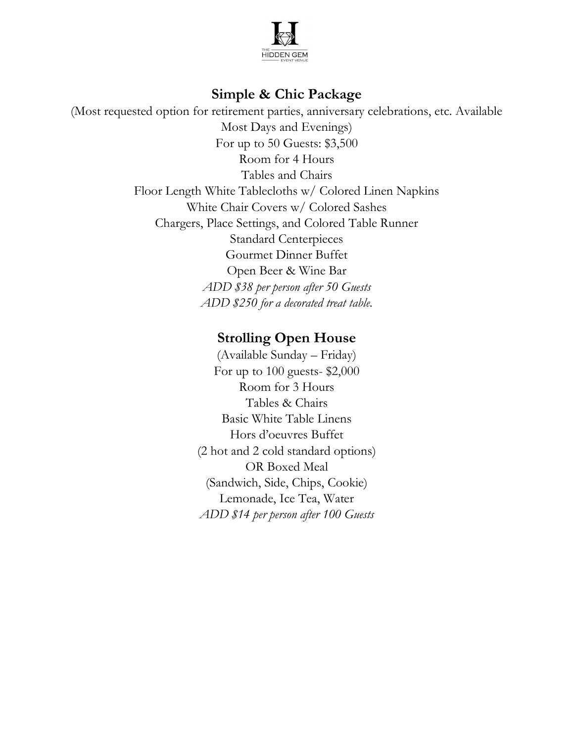## Simple & Chic Package

(Most requested option for retirement parties, anniversary celebrations, etc. Available Most Days and Evenings)

For up to 50 Guests: $3,500

Room for 4 Hours

Tables and Chairs

Floor Length White Tablecloths w/ Colored Linen Napkins

White Chair Covers w/ Colored Sashes

Chargers, Place Settings, and Colored Table Runner

Standard Centerpieces

Gourmet Dinner Buffet

Open Beer & Wine Bar

*ADD $38 per person after 50 Guests*

*ADD $250 for a decorated treat table.*

## Strolling Open House

(Available Sunday – Friday)

For up to 100 guests- $2,000

Room for 3 Hours

Tables & Chairs

Basic White Table Linens

Hors d'oeuvres Buffet

(2 hot and 2 cold standard options)

OR Boxed Meal

(Sandwich, Side, Chips, Cookie)

Lemonade, Ice Tea, Water

*ADD $14 per person after 100 Guests*